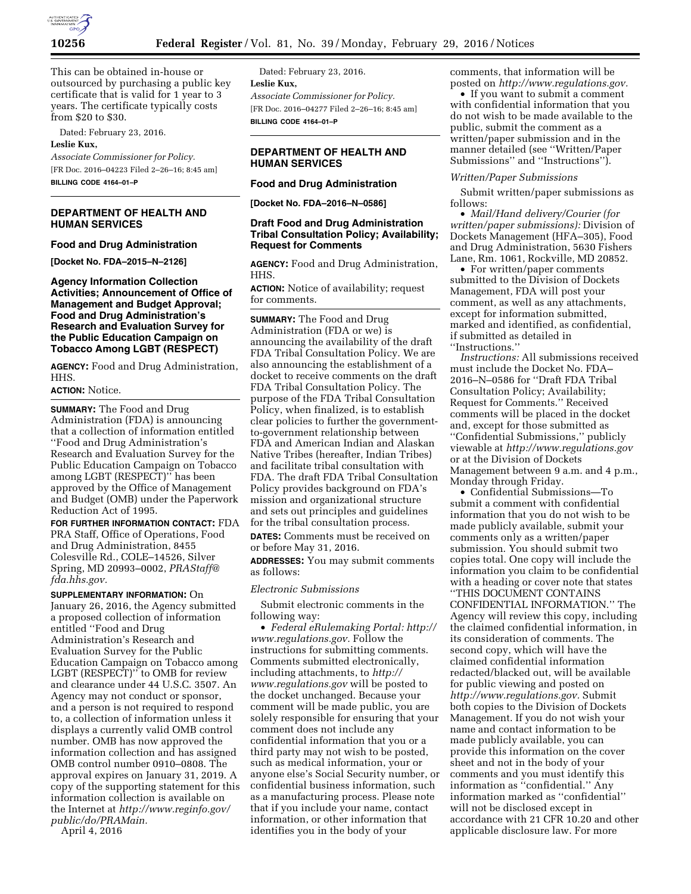This can be obtained in-house or outsourced by purchasing a public key certificate that is valid for 1 year to 3 years. The certificate typically costs from $20 to $30.

Dated: February 23, 2016.

**Leslie Kux,**

*Associate Commissioner for Policy.*

[FR Doc. 2016–04223 Filed 2–26–16; 8:45 am]

**BILLING CODE 4164–01–P**

## DEPARTMENT OF HEALTH AND HUMAN SERVICES

### Food and Drug Administration

**[Docket No. FDA–2015–N–2126]**

### Agency Information Collection Activities; Announcement of Office of Management and Budget Approval; Food and Drug Administration's Research and Evaluation Survey for the Public Education Campaign on Tobacco Among LGBT (RESPECT)

**AGENCY:** Food and Drug Administration, HHS.

**ACTION:** Notice.

**SUMMARY:** The Food and Drug Administration (FDA) is announcing that a collection of information entitled ''Food and Drug Administration's Research and Evaluation Survey for the Public Education Campaign on Tobacco among LGBT (RESPECT)'' has been approved by the Office of Management and Budget (OMB) under the Paperwork Reduction Act of 1995.

**FOR FURTHER INFORMATION CONTACT:** FDA PRA Staff, Office of Operations, Food and Drug Administration, 8455 Colesville Rd., COLE–14526, Silver Spring, MD 20993–0002, *PRAStaff@fda.hhs.gov.*

**SUPPLEMENTARY INFORMATION:** On January 26, 2016, the Agency submitted a proposed collection of information entitled ''Food and Drug Administration's Research and Evaluation Survey for the Public Education Campaign on Tobacco among LGBT (RESPECT)'' to OMB for review and clearance under 44 U.S.C. 3507. An Agency may not conduct or sponsor, and a person is not required to respond to, a collection of information unless it displays a currently valid OMB control number. OMB has now approved the information collection and has assigned OMB control number 0910–0808. The approval expires on January 31, 2019. A copy of the supporting statement for this information collection is available on the Internet at *http://www.reginfo.gov/public/do/PRAMain.*

April 4, 2016

Dated: February 23, 2016.

**Leslie Kux,**

*Associate Commissioner for Policy.*

[FR Doc. 2016–04277 Filed 2–26–16; 8:45 am]

**BILLING CODE 4164–01–P**

## DEPARTMENT OF HEALTH AND HUMAN SERVICES

### Food and Drug Administration

**[Docket No. FDA–2016–N–0586]**

### Draft Food and Drug Administration Tribal Consultation Policy; Availability; Request for Comments

**AGENCY:** Food and Drug Administration, HHS.

**ACTION:** Notice of availability; request for comments.

**SUMMARY:** The Food and Drug Administration (FDA or we) is announcing the availability of the draft FDA Tribal Consultation Policy. We are also announcing the establishment of a docket to receive comments on the draft FDA Tribal Consultation Policy. The purpose of the FDA Tribal Consultation Policy, when finalized, is to establish clear policies to further the government-to-government relationship between FDA and American Indian and Alaskan Native Tribes (hereafter, Indian Tribes) and facilitate tribal consultation with FDA. The draft FDA Tribal Consultation Policy provides background on FDA's mission and organizational structure and sets out principles and guidelines for the tribal consultation process.

**DATES:** Comments must be received on or before May 31, 2016.

**ADDRESSES:** You may submit comments as follows:

*Electronic Submissions*

Submit electronic comments in the following way:

- *Federal eRulemaking Portal: http://www.regulations.gov.* Follow the instructions for submitting comments. Comments submitted electronically, including attachments, to *http://www.regulations.gov* will be posted to the docket unchanged. Because your comment will be made public, you are solely responsible for ensuring that your comment does not include any confidential information that you or a third party may not wish to be posted, such as medical information, your or anyone else's Social Security number, or confidential business information, such as a manufacturing process. Please note that if you include your name, contact information, or other information that identifies you in the body of your comments, that information will be posted on *http://www.regulations.gov.*
- If you want to submit a comment with confidential information that you do not wish to be made available to the public, submit the comment as a written/paper submission and in the manner detailed (see ''Written/Paper Submissions'' and ''Instructions'').

*Written/Paper Submissions*

Submit written/paper submissions as follows:

- *Mail/Hand delivery/Courier (for written/paper submissions):* Division of Dockets Management (HFA–305), Food and Drug Administration, 5630 Fishers Lane, Rm. 1061, Rockville, MD 20852.
- For written/paper comments submitted to the Division of Dockets Management, FDA will post your comment, as well as any attachments, except for information submitted, marked and identified, as confidential, if submitted as detailed in ''Instructions.''

*Instructions:* All submissions received must include the Docket No. FDA–2016–N–0586 for ''Draft FDA Tribal Consultation Policy; Availability; Request for Comments.'' Received comments will be placed in the docket and, except for those submitted as ''Confidential Submissions,'' publicly viewable at *http://www.regulations.gov* or at the Division of Dockets Management between 9 a.m. and 4 p.m., Monday through Friday.

- Confidential Submissions—To submit a comment with confidential information that you do not wish to be made publicly available, submit your comments only as a written/paper submission. You should submit two copies total. One copy will include the information you claim to be confidential with a heading or cover note that states ''THIS DOCUMENT CONTAINS CONFIDENTIAL INFORMATION.'' The Agency will review this copy, including the claimed confidential information, in its consideration of comments. The second copy, which will have the claimed confidential information redacted/blacked out, will be available for public viewing and posted on *http://www.regulations.gov.* Submit both copies to the Division of Dockets Management. If you do not wish your name and contact information to be made publicly available, you can provide this information on the cover sheet and not in the body of your comments and you must identify this information as ''confidential.'' Any information marked as ''confidential'' will not be disclosed except in accordance with 21 CFR 10.20 and other applicable disclosure law. For more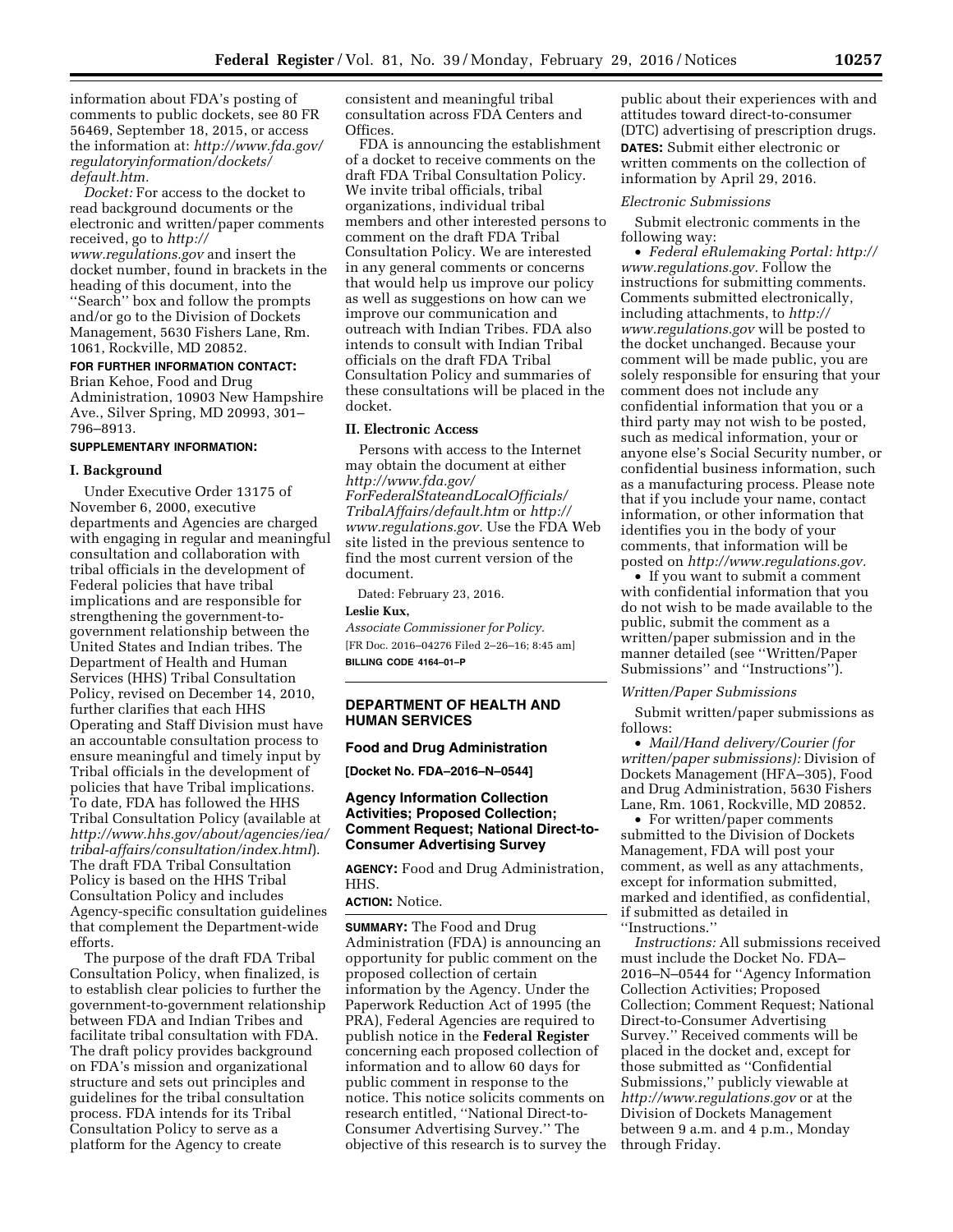information about FDA's posting of comments to public dockets, see 80 FR 56469, September 18, 2015, or access the information at: *http://www.fda.gov/regulatoryinformation/dockets/default.htm.*

*Docket:* For access to the docket to read background documents or the electronic and written/paper comments received, go to *http://www.regulations.gov* and insert the docket number, found in brackets in the heading of this document, into the ''Search'' box and follow the prompts and/or go to the Division of Dockets Management, 5630 Fishers Lane, Rm. 1061, Rockville, MD 20852.

**FOR FURTHER INFORMATION CONTACT:** Brian Kehoe, Food and Drug Administration, 10903 New Hampshire Ave., Silver Spring, MD 20993, 301–796–8913.

**SUPPLEMENTARY INFORMATION:**

**I. Background**

Under Executive Order 13175 of November 6, 2000, executive departments and Agencies are charged with engaging in regular and meaningful consultation and collaboration with tribal officials in the development of Federal policies that have tribal implications and are responsible for strengthening the government-to-government relationship between the United States and Indian tribes. The Department of Health and Human Services (HHS) Tribal Consultation Policy, revised on December 14, 2010, further clarifies that each HHS Operating and Staff Division must have an accountable consultation process to ensure meaningful and timely input by Tribal officials in the development of policies that have Tribal implications. To date, FDA has followed the HHS Tribal Consultation Policy (available at *http://www.hhs.gov/about/agencies/iea/tribal-affairs/consultation/index.html*). The draft FDA Tribal Consultation Policy is based on the HHS Tribal Consultation Policy and includes Agency-specific consultation guidelines that complement the Department-wide efforts.

The purpose of the draft FDA Tribal Consultation Policy, when finalized, is to establish clear policies to further the government-to-government relationship between FDA and Indian Tribes and facilitate tribal consultation with FDA. The draft policy provides background on FDA's mission and organizational structure and sets out principles and guidelines for the tribal consultation process. FDA intends for its Tribal Consultation Policy to serve as a platform for the Agency to create consistent and meaningful tribal consultation across FDA Centers and Offices.

FDA is announcing the establishment of a docket to receive comments on the draft FDA Tribal Consultation Policy. We invite tribal officials, tribal organizations, individual tribal members and other interested persons to comment on the draft FDA Tribal Consultation Policy. We are interested in any general comments or concerns that would help us improve our policy as well as suggestions on how can we improve our communication and outreach with Indian Tribes. FDA also intends to consult with Indian Tribal officials on the draft FDA Tribal Consultation Policy and summaries of these consultations will be placed in the docket.

**II. Electronic Access**

Persons with access to the Internet may obtain the document at either *http://www.fda.gov/ForFederalStateandLocalOfficials/TribalAffairs/default.htm* or *http://www.regulations.gov*. Use the FDA Web site listed in the previous sentence to find the most current version of the document.

Dated: February 23, 2016.

**Leslie Kux,**

*Associate Commissioner for Policy.*

[FR Doc. 2016–04276 Filed 2–26–16; 8:45 am]

**BILLING CODE 4164–01–P**

**DEPARTMENT OF HEALTH AND HUMAN SERVICES**

**Food and Drug Administration**

**[Docket No. FDA–2016–N–0544]**

## Agency Information Collection Activities; Proposed Collection; Comment Request; National Direct-to-Consumer Advertising Survey

**AGENCY:** Food and Drug Administration, HHS.

**ACTION:** Notice.

**SUMMARY:** The Food and Drug Administration (FDA) is announcing an opportunity for public comment on the proposed collection of certain information by the Agency. Under the Paperwork Reduction Act of 1995 (the PRA), Federal Agencies are required to publish notice in the **Federal Register** concerning each proposed collection of information and to allow 60 days for public comment in response to the notice. This notice solicits comments on research entitled, ''National Direct-to-Consumer Advertising Survey.'' The objective of this research is to survey the public about their experiences with and attitudes toward direct-to-consumer (DTC) advertising of prescription drugs.

**DATES:** Submit either electronic or written comments on the collection of information by April 29, 2016.

*Electronic Submissions*

Submit electronic comments in the following way:

- *Federal eRulemaking Portal: http://www.regulations.gov.* Follow the instructions for submitting comments. Comments submitted electronically, including attachments, to *http://www.regulations.gov* will be posted to the docket unchanged. Because your comment will be made public, you are solely responsible for ensuring that your comment does not include any confidential information that you or a third party may not wish to be posted, such as medical information, your or anyone else's Social Security number, or confidential business information, such as a manufacturing process. Please note that if you include your name, contact information, or other information that identifies you in the body of your comments, that information will be posted on *http://www.regulations.gov.*
- If you want to submit a comment with confidential information that you do not wish to be made available to the public, submit the comment as a written/paper submission and in the manner detailed (see ''Written/Paper Submissions'' and ''Instructions'').

*Written/Paper Submissions*

Submit written/paper submissions as follows:

- *Mail/Hand delivery/Courier (for written/paper submissions):* Division of Dockets Management (HFA–305), Food and Drug Administration, 5630 Fishers Lane, Rm. 1061, Rockville, MD 20852.
- For written/paper comments submitted to the Division of Dockets Management, FDA will post your comment, as well as any attachments, except for information submitted, marked and identified, as confidential, if submitted as detailed in ''Instructions.''

*Instructions:* All submissions received must include the Docket No. FDA–2016–N–0544 for ''Agency Information Collection Activities; Proposed Collection; Comment Request; National Direct-to-Consumer Advertising Survey.'' Received comments will be placed in the docket and, except for those submitted as ''Confidential Submissions,'' publicly viewable at *http://www.regulations.gov* or at the Division of Dockets Management between 9 a.m. and 4 p.m., Monday through Friday.